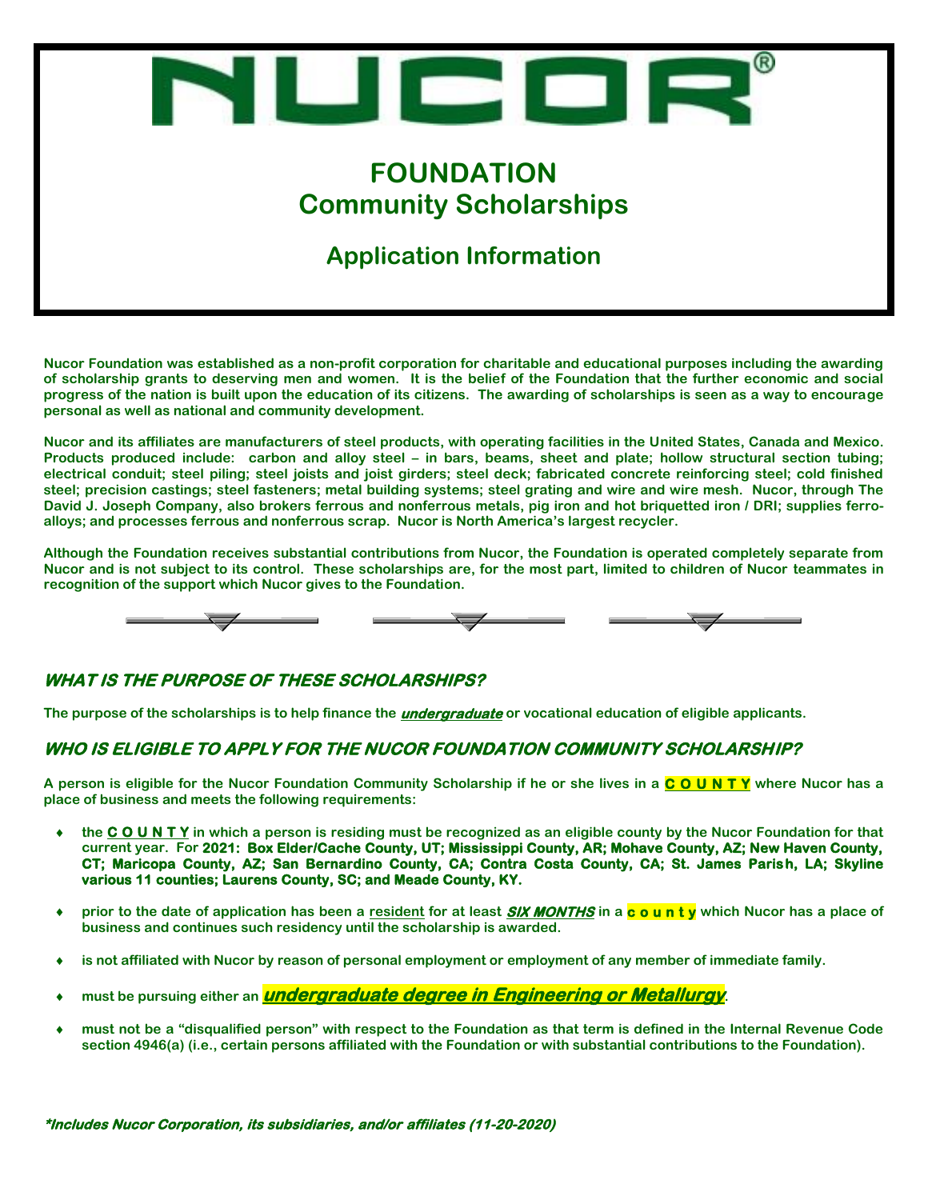# NUCOR®

## FOUNDATION
## Community Scholarships

### Application Information

**Nucor Foundation was established as a non-profit corporation for charitable and educational purposes including the awarding of scholarship grants to deserving men and women. It is the belief of the Foundation that the further economic and social progress of the nation is built upon the education of its citizens. The awarding of scholarships is seen as a way to encourage personal as well as national and community development.**

**Nucor and its affiliates are manufacturers of steel products, with operating facilities in the United States, Canada and Mexico. Products produced include: carbon and alloy steel – in bars, beams, sheet and plate; hollow structural section tubing; electrical conduit; steel piling; steel joists and joist girders; steel deck; fabricated concrete reinforcing steel; cold finished steel; precision castings; steel fasteners; metal building systems; steel grating and wire and wire mesh. Nucor, through The David J. Joseph Company, also brokers ferrous and nonferrous metals, pig iron and hot briquetted iron / DRI; supplies ferro-alloys; and processes ferrous and nonferrous scrap. Nucor is North America's largest recycler.**

**Although the Foundation receives substantial contributions from Nucor, the Foundation is operated completely separate from Nucor and is not subject to its control. These scholarships are, for the most part, limited to children of Nucor teammates in recognition of the support which Nucor gives to the Foundation.**

## *WHAT IS THE PURPOSE OF THESE SCHOLARSHIPS?*

**The purpose of the scholarships is to help finance the *undergraduate* or vocational education of eligible applicants.**

## *WHO IS ELIGIBLE TO APPLY FOR THE NUCOR FOUNDATION COMMUNITY SCHOLARSHIP?*

**A person is eligible for the Nucor Foundation Community Scholarship if he or she lives in a C O U N T Y where Nucor has a place of business and meets the following requirements:**

- **the C O U N T Y in which a person is residing must be recognized as an eligible county by the Nucor Foundation for that current year. For 2021: Box Elder/Cache County, UT; Mississippi County, AR; Mohave County, AZ; New Haven County, CT; Maricopa County, AZ; San Bernardino County, CA; Contra Costa County, CA; St. James Parish, LA; Skyline various 11 counties; Laurens County, SC; and Meade County, KY.**
- **prior to the date of application has been a resident for at least *SIX MONTHS* in a c o u n t y which Nucor has a place of business and continues such residency until the scholarship is awarded.**
- **is not affiliated with Nucor by reason of personal employment or employment of any member of immediate family.**
- **must be pursuing either an *undergraduate degree in Engineering or Metallurgy*.**
- **must not be a "disqualified person" with respect to the Foundation as that term is defined in the Internal Revenue Code section 4946(a) (i.e., certain persons affiliated with the Foundation or with substantial contributions to the Foundation).**

***\*Includes Nucor Corporation, its subsidiaries, and/or affiliates (11-20-2020)***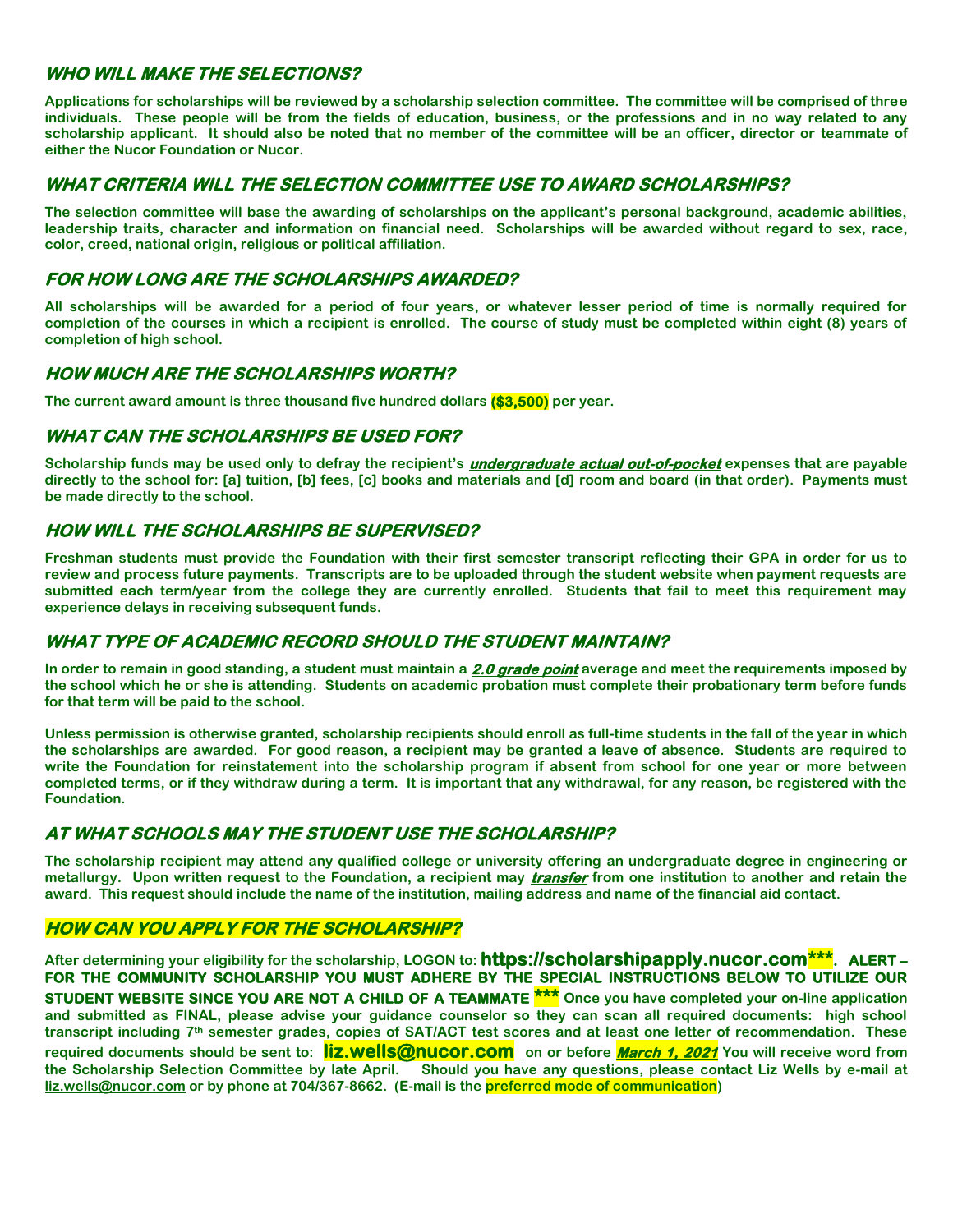## *WHO WILL MAKE THE SELECTIONS?*

**Applications for scholarships will be reviewed by a scholarship selection committee. The committee will be comprised of three individuals. These people will be from the fields of education, business, or the professions and in no way related to any scholarship applicant. It should also be noted that no member of the committee will be an officer, director or teammate of either the Nucor Foundation or Nucor.**

## *WHAT CRITERIA WILL THE SELECTION COMMITTEE USE TO AWARD SCHOLARSHIPS?*

**The selection committee will base the awarding of scholarships on the applicant's personal background, academic abilities, leadership traits, character and information on financial need. Scholarships will be awarded without regard to sex, race, color, creed, national origin, religious or political affiliation.**

## *FOR HOW LONG ARE THE SCHOLARSHIPS AWARDED?*

**All scholarships will be awarded for a period of four years, or whatever lesser period of time is normally required for completion of the courses in which a recipient is enrolled. The course of study must be completed within eight (8) years of completion of high school.**

## *HOW MUCH ARE THE SCHOLARSHIPS WORTH?*

**The current award amount is three thousand five hundred dollars ($3,500) per year.**

## *WHAT CAN THE SCHOLARSHIPS BE USED FOR?*

**Scholarship funds may be used only to defray the recipient's *undergraduate actual out-of-pocket* expenses that are payable directly to the school for: [a] tuition, [b] fees, [c] books and materials and [d] room and board (in that order). Payments must be made directly to the school.**

## *HOW WILL THE SCHOLARSHIPS BE SUPERVISED?*

**Freshman students must provide the Foundation with their first semester transcript reflecting their GPA in order for us to review and process future payments. Transcripts are to be uploaded through the student website when payment requests are submitted each term/year from the college they are currently enrolled. Students that fail to meet this requirement may experience delays in receiving subsequent funds.**

## *WHAT TYPE OF ACADEMIC RECORD SHOULD THE STUDENT MAINTAIN?*

**In order to remain in good standing, a student must maintain a *2.0 grade point* average and meet the requirements imposed by the school which he or she is attending. Students on academic probation must complete their probationary term before funds for that term will be paid to the school.**

**Unless permission is otherwise granted, scholarship recipients should enroll as full-time students in the fall of the year in which the scholarships are awarded. For good reason, a recipient may be granted a leave of absence. Students are required to write the Foundation for reinstatement into the scholarship program if absent from school for one year or more between completed terms, or if they withdraw during a term. It is important that any withdrawal, for any reason, be registered with the Foundation.**

## *AT WHAT SCHOOLS MAY THE STUDENT USE THE SCHOLARSHIP?*

**The scholarship recipient may attend any qualified college or university offering an undergraduate degree in engineering or metallurgy. Upon written request to the Foundation, a recipient may *transfer* from one institution to another and retain the award. This request should include the name of the institution, mailing address and name of the financial aid contact.**

## *HOW CAN YOU APPLY FOR THE SCHOLARSHIP?*

**After determining your eligibility for the scholarship, LOGON to: https://scholarshipapply.nucor.com\*\*\*. ALERT – FOR THE COMMUNITY SCHOLARSHIP YOU MUST ADHERE BY THE SPECIAL INSTRUCTIONS BELOW TO UTILIZE OUR STUDENT WEBSITE SINCE YOU ARE NOT A CHILD OF A TEAMMATE \*\*\* Once you have completed your on-line application and submitted as FINAL, please advise your guidance counselor so they can scan all required documents: high school transcript including 7th semester grades, copies of SAT/ACT test scores and at least one letter of recommendation. These required documents should be sent to: liz.wells@nucor.com on or before *March 1, 2021* You will receive word from the Scholarship Selection Committee by late April. Should you have any questions, please contact Liz Wells by e-mail at liz.wells@nucor.com or by phone at 704/367-8662. (E-mail is the preferred mode of communication)**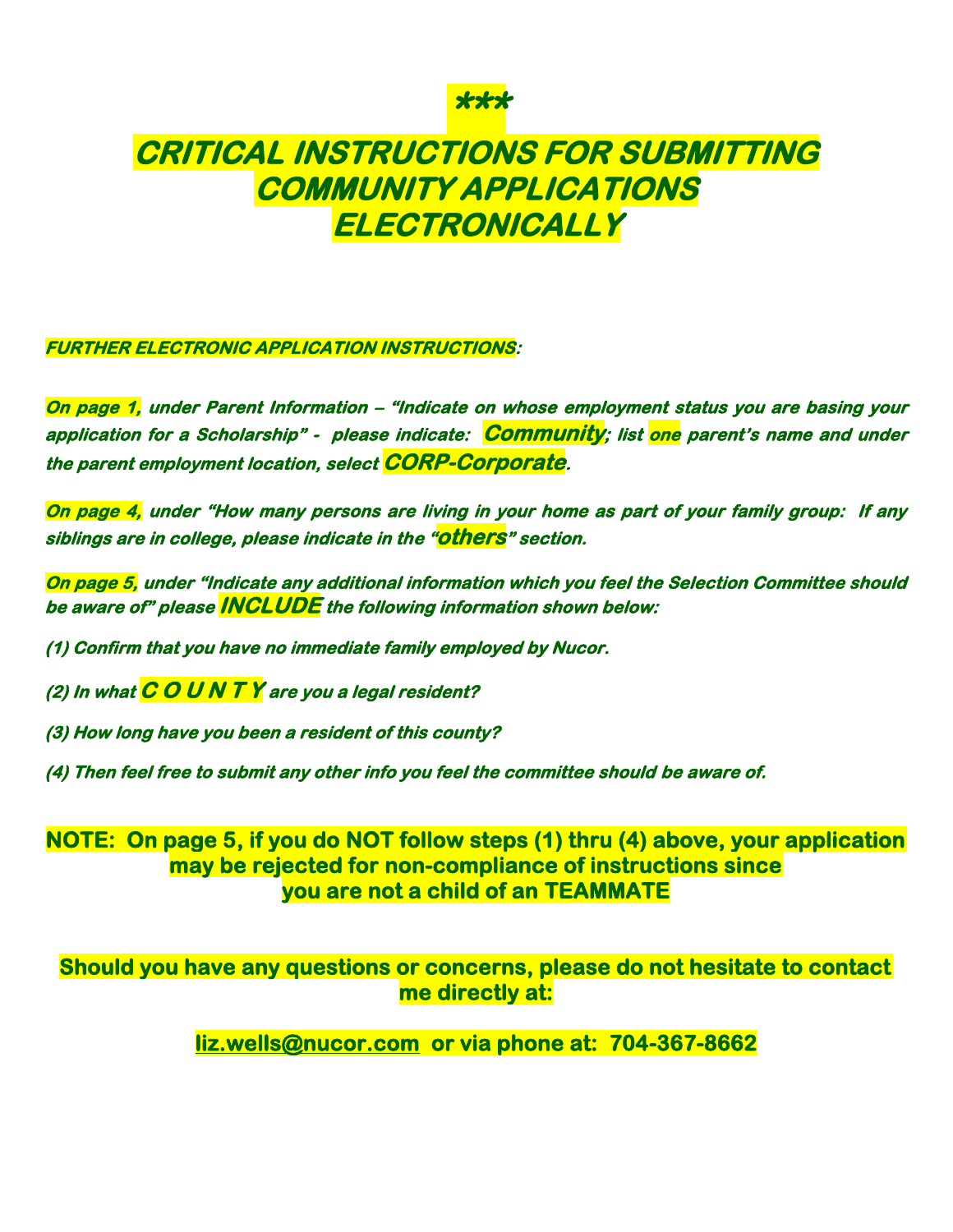**\*\*\***

# CRITICAL INSTRUCTIONS FOR SUBMITTING COMMUNITY APPLICATIONS ELECTRONICALLY

***FURTHER ELECTRONIC APPLICATION INSTRUCTIONS:***

***On page 1,** under Parent Information – "Indicate on whose employment status you are basing your application for a Scholarship" - please indicate: **Community**; list **one** parent's name and under the parent employment location, select **CORP-Corporate**.*

***On page 4,** under "How many persons are living in your home as part of your family group: If any siblings are in college, please indicate in the "**others**" section.*

***On page 5,** under "Indicate any additional information which you feel the Selection Committee should be aware of" please **INCLUDE** the following information shown below:*

***(1) Confirm that you have no immediate family employed by Nucor.***

***(2) In what C O U N T Y are you a legal resident?***

***(3) How long have you been a resident of this county?***

***(4) Then feel free to submit any other info you feel the committee should be aware of.***

**NOTE: On page 5, if you do NOT follow steps (1) thru (4) above, your application may be rejected for non-compliance of instructions since you are not a child of an TEAMMATE**

**Should you have any questions or concerns, please do not hesitate to contact me directly at:**

**liz.wells@nucor.com or via phone at: 704-367-8662**